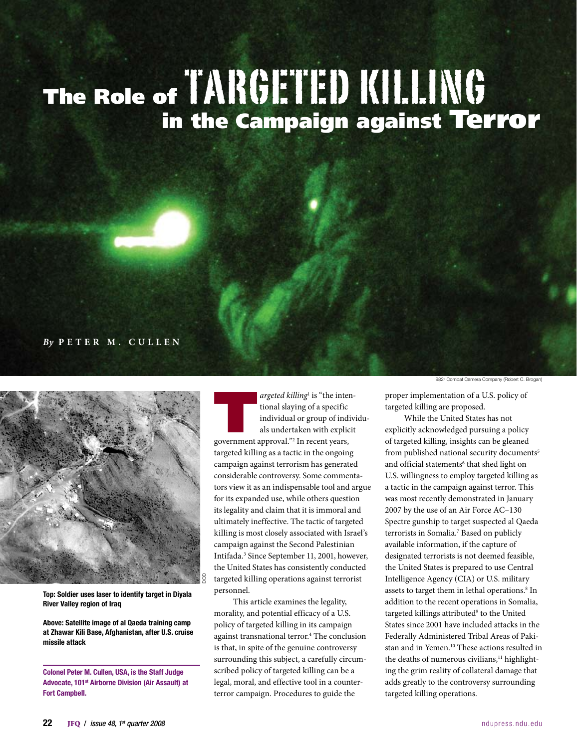# The Role of Targeted Killing in the Campaign against Terror

*By* **Peter M. Cullen**

982d Combat Camera Company (Robert C. Brogan)

DOD

**Top: Soldier uses laser to identify target in Diyala River Valley region of Iraq**

**Above: Satellite image of al Qaeda training camp at Zhawar Kili Base, Afghanistan, after U.S. cruise missile attack**

**Colonel Peter M. Cullen, USA, is the Staff Judge Advocate, 101st Airborne Division (Air Assault) at Fort Campbell.**

*Targeted killing*[1] is "the intentional slaying of a specific individual or group of individuals undertaken with explicit government approval."[2] In recent years, targeted killing as a tactic in the ongoing campaign against terrorism has generated considerable controversy. Some commentators view it as an indispensable tool and argue for its expanded use, while others question its legality and claim that it is immoral and ultimately ineffective. The tactic of targeted killing is most closely associated with Israel's campaign against the Second Palestinian Intifada.[3] Since September 11, 2001, however, the United States has consistently conducted targeted killing operations against terrorist personnel.

This article examines the legality, morality, and potential efficacy of a U.S. policy of targeted killing in its campaign against transnational terror.[4] The conclusion is that, in spite of the genuine controversy surrounding this subject, a carefully circumscribed policy of targeted killing can be a legal, moral, and effective tool in a counterterror campaign. Procedures to guide the proper implementation of a U.S. policy of targeted killing are proposed.

While the United States has not explicitly acknowledged pursuing a policy of targeted killing, insights can be gleaned from published national security documents[5] and official statements[6] that shed light on U.S. willingness to employ targeted killing as a tactic in the campaign against terror. This was most recently demonstrated in January 2007 by the use of an Air Force AC–130 Spectre gunship to target suspected al Qaeda terrorists in Somalia.[7] Based on publicly available information, if the capture of designated terrorists is not deemed feasible, the United States is prepared to use Central Intelligence Agency (CIA) or U.S. military assets to target them in lethal operations.[8] In addition to the recent operations in Somalia, targeted killings attributed[9] to the United States since 2001 have included attacks in the Federally Administered Tribal Areas of Pakistan and in Yemen.[10] These actions resulted in the deaths of numerous civilians,[11] highlighting the grim reality of collateral damage that adds greatly to the controversy surrounding targeted killing operations.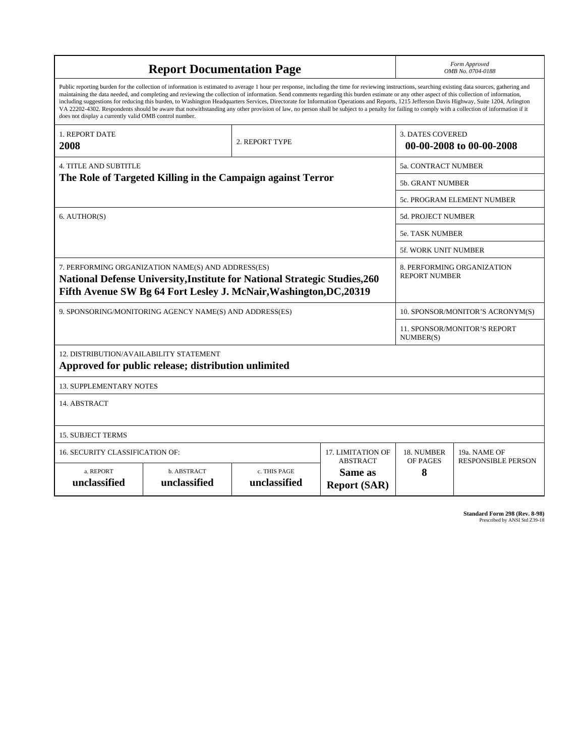# Report Documentation Page

*Form Approved*
*OMB No. 0704-0188*

Public reporting burden for the collection of information is estimated to average 1 hour per response, including the time for reviewing instructions, searching existing data sources, gathering and maintaining the data needed, and completing and reviewing the collection of information. Send comments regarding this burden estimate or any other aspect of this collection of information, including suggestions for reducing this burden, to Washington Headquarters Services, Directorate for Information Operations and Reports, 1215 Jefferson Davis Highway, Suite 1204, Arlington VA 22202-4302. Respondents should be aware that notwithstanding any other provision of law, no person shall be subject to a penalty for failing to comply with a collection of information if it does not display a currently valid OMB control number.

| | | |
|---|---|---|
| 1. REPORT DATE<br>**2008** | 2. REPORT TYPE | 3. DATES COVERED<br>**00-00-2008 to 00-00-2008** |
| 4. TITLE AND SUBTITLE<br>**The Role of Targeted Killing in the Campaign against Terror** | | 5a. CONTRACT NUMBER |
| | | 5b. GRANT NUMBER |
| | | 5c. PROGRAM ELEMENT NUMBER |
| 6. AUTHOR(S) | | 5d. PROJECT NUMBER |
| | | 5e. TASK NUMBER |
| | | 5f. WORK UNIT NUMBER |
| 7. PERFORMING ORGANIZATION NAME(S) AND ADDRESS(ES)<br>**National Defense University,Institute for National Strategic Studies,260 Fifth Avenue SW Bg 64 Fort Lesley J. McNair,Washington,DC,20319** | | 8. PERFORMING ORGANIZATION REPORT NUMBER |
| 9. SPONSORING/MONITORING AGENCY NAME(S) AND ADDRESS(ES) | | 10. SPONSOR/MONITOR'S ACRONYM(S) |
| | | 11. SPONSOR/MONITOR'S REPORT NUMBER(S) |

12. DISTRIBUTION/AVAILABILITY STATEMENT
**Approved for public release; distribution unlimited**

13. SUPPLEMENTARY NOTES

14. ABSTRACT

15. SUBJECT TERMS

| 16. SECURITY CLASSIFICATION OF: | | | 17. LIMITATION OF ABSTRACT | 18. NUMBER OF PAGES | 19a. NAME OF RESPONSIBLE PERSON |
|---|---|---|---|---|---|
| a. REPORT<br>**unclassified** | b. ABSTRACT<br>**unclassified** | c. THIS PAGE<br>**unclassified** | **Same as Report (SAR)** | **8** | |

**Standard Form 298 (Rev. 8-98)**
Prescribed by ANSI Std Z39-18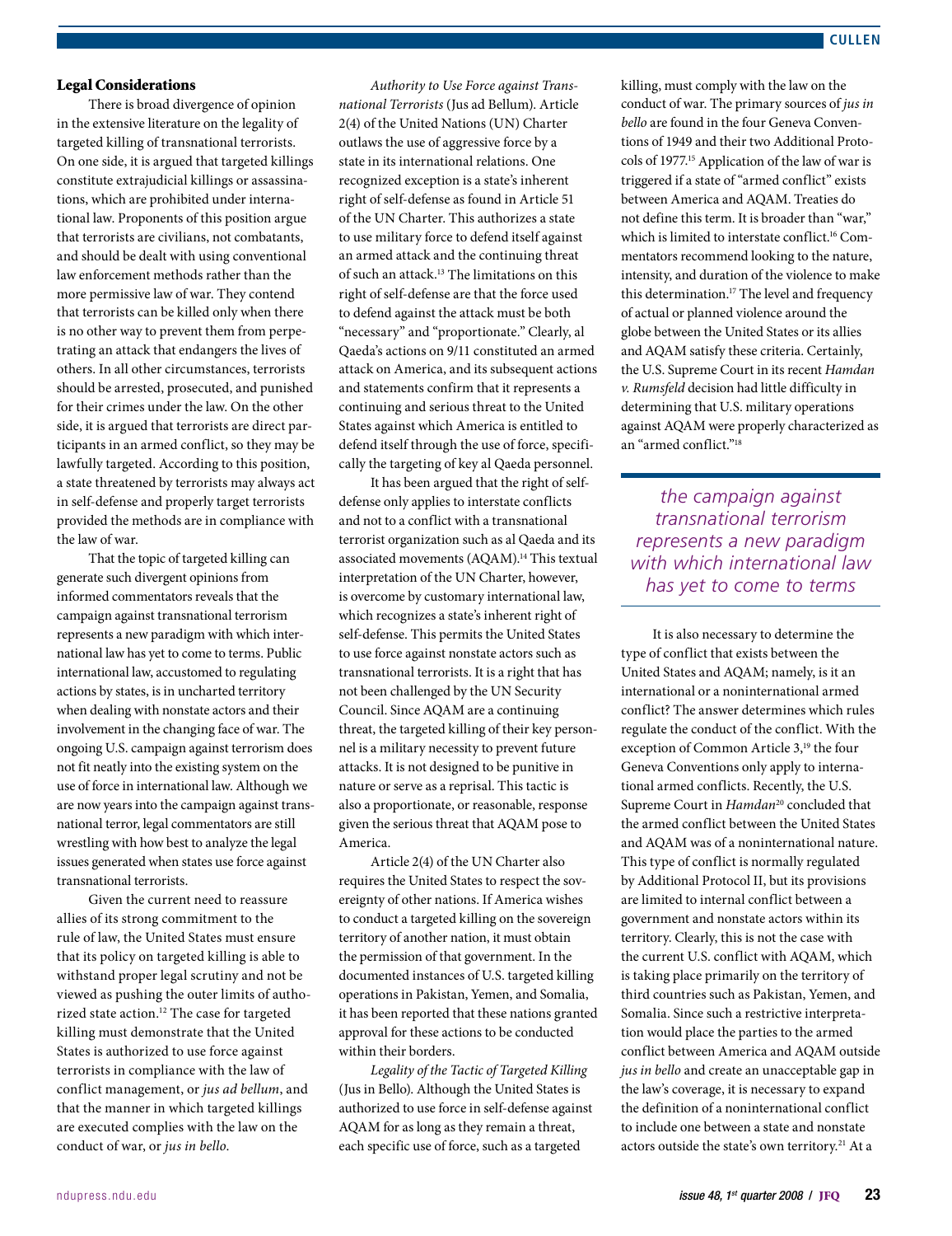### Legal Considerations

There is broad divergence of opinion in the extensive literature on the legality of targeted killing of transnational terrorists. On one side, it is argued that targeted killings constitute extrajudicial killings or assassinations, which are prohibited under international law. Proponents of this position argue that terrorists are civilians, not combatants, and should be dealt with using conventional law enforcement methods rather than the more permissive law of war. They contend that terrorists can be killed only when there is no other way to prevent them from perpetrating an attack that endangers the lives of others. In all other circumstances, terrorists should be arrested, prosecuted, and punished for their crimes under the law. On the other side, it is argued that terrorists are direct participants in an armed conflict, so they may be lawfully targeted. According to this position, a state threatened by terrorists may always act in self-defense and properly target terrorists provided the methods are in compliance with the law of war.

That the topic of targeted killing can generate such divergent opinions from informed commentators reveals that the campaign against transnational terrorism represents a new paradigm with which international law has yet to come to terms. Public international law, accustomed to regulating actions by states, is in uncharted territory when dealing with nonstate actors and their involvement in the changing face of war. The ongoing U.S. campaign against terrorism does not fit neatly into the existing system on the use of force in international law. Although we are now years into the campaign against transnational terror, legal commentators are still wrestling with how best to analyze the legal issues generated when states use force against transnational terrorists.

Given the current need to reassure allies of its strong commitment to the rule of law, the United States must ensure that its policy on targeted killing is able to withstand proper legal scrutiny and not be viewed as pushing the outer limits of authorized state action.[12] The case for targeted killing must demonstrate that the United States is authorized to use force against terrorists in compliance with the law of conflict management, or *jus ad bellum*, and that the manner in which targeted killings are executed complies with the law on the conduct of war, or *jus in bello*.

*Authority to Use Force against Transnational Terrorists* (Jus ad Bellum). Article 2(4) of the United Nations (UN) Charter outlaws the use of aggressive force by a state in its international relations. One recognized exception is a state's inherent right of self-defense as found in Article 51 of the UN Charter. This authorizes a state to use military force to defend itself against an armed attack and the continuing threat of such an attack.[13] The limitations on this right of self-defense are that the force used to defend against the attack must be both "necessary" and "proportionate." Clearly, al Qaeda's actions on 9/11 constituted an armed attack on America, and its subsequent actions and statements confirm that it represents a continuing and serious threat to the United States against which America is entitled to defend itself through the use of force, specifically the targeting of key al Qaeda personnel.

It has been argued that the right of self-defense only applies to interstate conflicts and not to a conflict with a transnational terrorist organization such as al Qaeda and its associated movements (AQAM).[14] This textual interpretation of the UN Charter, however, is overcome by customary international law, which recognizes a state's inherent right of self-defense. This permits the United States to use force against nonstate actors such as transnational terrorists. It is a right that has not been challenged by the UN Security Council. Since AQAM are a continuing threat, the targeted killing of their key personnel is a military necessity to prevent future attacks. It is not designed to be punitive in nature or serve as a reprisal. This tactic is also a proportionate, or reasonable, response given the serious threat that AQAM pose to America.

Article 2(4) of the UN Charter also requires the United States to respect the sovereignty of other nations. If America wishes to conduct a targeted killing on the sovereign territory of another nation, it must obtain the permission of that government. In the documented instances of U.S. targeted killing operations in Pakistan, Yemen, and Somalia, it has been reported that these nations granted approval for these actions to be conducted within their borders.

*Legality of the Tactic of Targeted Killing* (Jus in Bello). Although the United States is authorized to use force in self-defense against AQAM for as long as they remain a threat, each specific use of force, such as a targeted killing, must comply with the law on the conduct of war. The primary sources of *jus in bello* are found in the four Geneva Conventions of 1949 and their two Additional Protocols of 1977.[15] Application of the law of war is triggered if a state of "armed conflict" exists between America and AQAM. Treaties do not define this term. It is broader than "war," which is limited to interstate conflict.[16] Commentators recommend looking to the nature, intensity, and duration of the violence to make this determination.[17] The level and frequency of actual or planned violence around the globe between the United States or its allies and AQAM satisfy these criteria. Certainly, the U.S. Supreme Court in its recent *Hamdan v. Rumsfeld* decision had little difficulty in determining that U.S. military operations against AQAM were properly characterized as an "armed conflict."[18]

> *the campaign against transnational terrorism represents a new paradigm with which international law has yet to come to terms*

It is also necessary to determine the type of conflict that exists between the United States and AQAM; namely, is it an international or a noninternational armed conflict? The answer determines which rules regulate the conduct of the conflict. With the exception of Common Article 3,[19] the four Geneva Conventions only apply to international armed conflicts. Recently, the U.S. Supreme Court in *Hamdan*[20] concluded that the armed conflict between the United States and AQAM was of a noninternational nature. This type of conflict is normally regulated by Additional Protocol II, but its provisions are limited to internal conflict between a government and nonstate actors within its territory. Clearly, this is not the case with the current U.S. conflict with AQAM, which is taking place primarily on the territory of third countries such as Pakistan, Yemen, and Somalia. Since such a restrictive interpretation would place the parties to the armed conflict between America and AQAM outside *jus in bello* and create an unacceptable gap in the law's coverage, it is necessary to expand the definition of a noninternational conflict to include one between a state and nonstate actors outside the state's own territory.[21] At a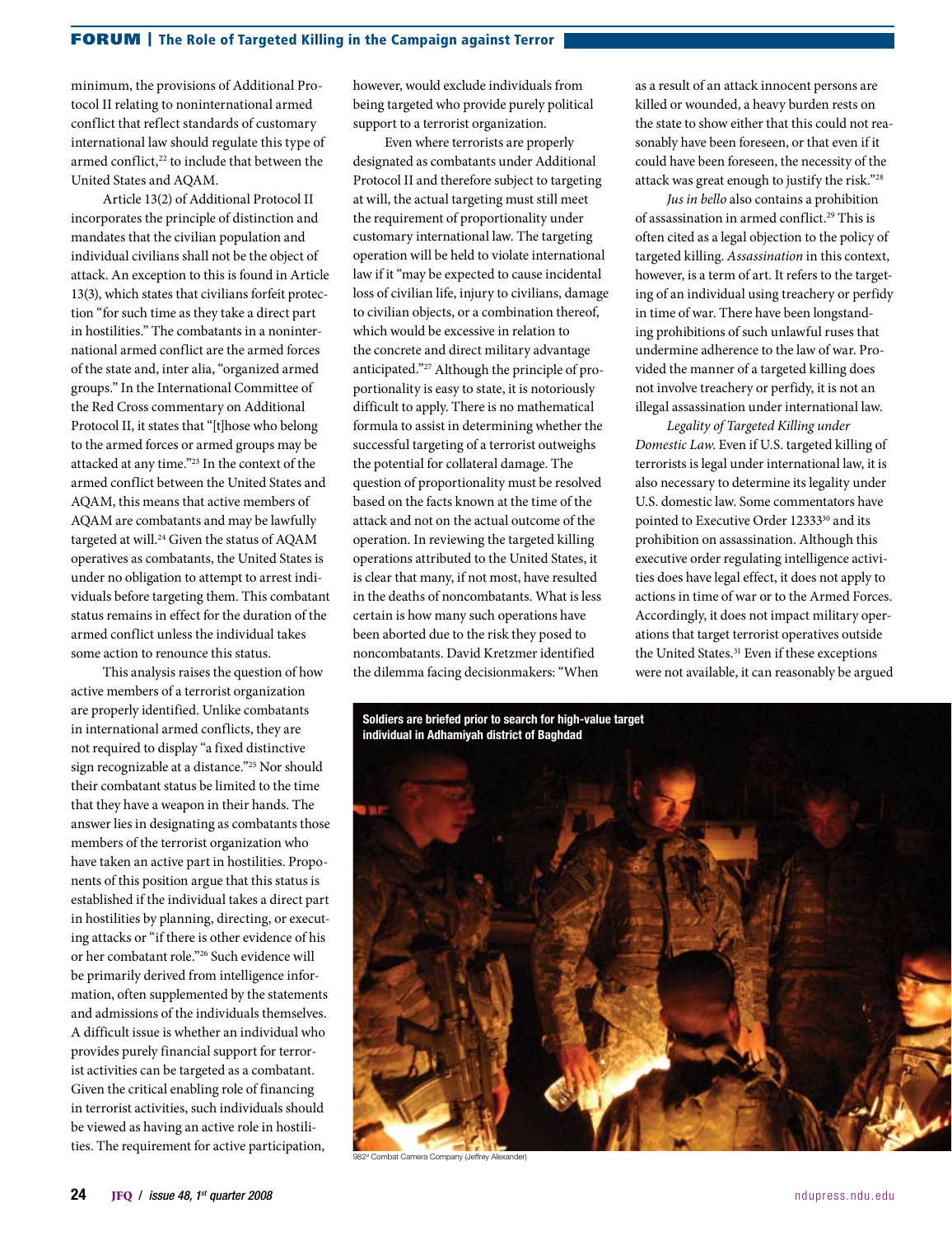minimum, the provisions of Additional Protocol II relating to noninternational armed conflict that reflect standards of customary international law should regulate this type of armed conflict,[22] to include that between the United States and AQAM.

Article 13(2) of Additional Protocol II incorporates the principle of distinction and mandates that the civilian population and individual civilians shall not be the object of attack. An exception to this is found in Article 13(3), which states that civilians forfeit protection "for such time as they take a direct part in hostilities." The combatants in a noninternational armed conflict are the armed forces of the state and, inter alia, "organized armed groups." In the International Committee of the Red Cross commentary on Additional Protocol II, it states that "[t]hose who belong to the armed forces or armed groups may be attacked at any time."[23] In the context of the armed conflict between the United States and AQAM, this means that active members of AQAM are combatants and may be lawfully targeted at will.[24] Given the status of AQAM operatives as combatants, the United States is under no obligation to attempt to arrest individuals before targeting them. This combatant status remains in effect for the duration of the armed conflict unless the individual takes some action to renounce this status.

This analysis raises the question of how active members of a terrorist organization are properly identified. Unlike combatants in international armed conflicts, they are not required to display "a fixed distinctive sign recognizable at a distance."[25] Nor should their combatant status be limited to the time that they have a weapon in their hands. The answer lies in designating as combatants those members of the terrorist organization who have taken an active part in hostilities. Proponents of this position argue that this status is established if the individual takes a direct part in hostilities by planning, directing, or executing attacks or "if there is other evidence of his or her combatant role."[26] Such evidence will be primarily derived from intelligence information, often supplemented by the statements and admissions of the individuals themselves. A difficult issue is whether an individual who provides purely financial support for terrorist activities can be targeted as a combatant. Given the critical enabling role of financing in terrorist activities, such individuals should be viewed as having an active role in hostilities. The requirement for active participation, however, would exclude individuals from being targeted who provide purely political support to a terrorist organization.

Even where terrorists are properly designated as combatants under Additional Protocol II and therefore subject to targeting at will, the actual targeting must still meet the requirement of proportionality under customary international law. The targeting operation will be held to violate international law if it "may be expected to cause incidental loss of civilian life, injury to civilians, damage to civilian objects, or a combination thereof, which would be excessive in relation to the concrete and direct military advantage anticipated."[27] Although the principle of proportionality is easy to state, it is notoriously difficult to apply. There is no mathematical formula to assist in determining whether the successful targeting of a terrorist outweighs the potential for collateral damage. The question of proportionality must be resolved based on the facts known at the time of the attack and not on the actual outcome of the operation. In reviewing the targeted killing operations attributed to the United States, it is clear that many, if not most, have resulted in the deaths of noncombatants. What is less certain is how many such operations have been aborted due to the risk they posed to noncombatants. David Kretzmer identified the dilemma facing decisionmakers: "When as a result of an attack innocent persons are killed or wounded, a heavy burden rests on the state to show either that this could not reasonably have been foreseen, or that even if it could have been foreseen, the necessity of the attack was great enough to justify the risk."[28]

*Jus in bello* also contains a prohibition of assassination in armed conflict.[29] This is often cited as a legal objection to the policy of targeted killing. *Assassination* in this context, however, is a term of art. It refers to the targeting of an individual using treachery or perfidy in time of war. There have been longstanding prohibitions of such unlawful ruses that undermine adherence to the law of war. Provided the manner of a targeted killing does not involve treachery or perfidy, it is not an illegal assassination under international law.

*Legality of Targeted Killing under Domestic Law.* Even if U.S. targeted killing of terrorists is legal under international law, it is also necessary to determine its legality under U.S. domestic law. Some commentators have pointed to Executive Order 12333[30] and its prohibition on assassination. Although this executive order regulating intelligence activities does have legal effect, it does not apply to actions in time of war or to the Armed Forces. Accordingly, it does not impact military operations that target terrorist operatives outside the United States.[31] Even if these exceptions were not available, it can reasonably be argued

**Soldiers are briefed prior to search for high-value target individual in Adhamiyah district of Baghdad**

982d Combat Camera Company (Jeffrey Alexander)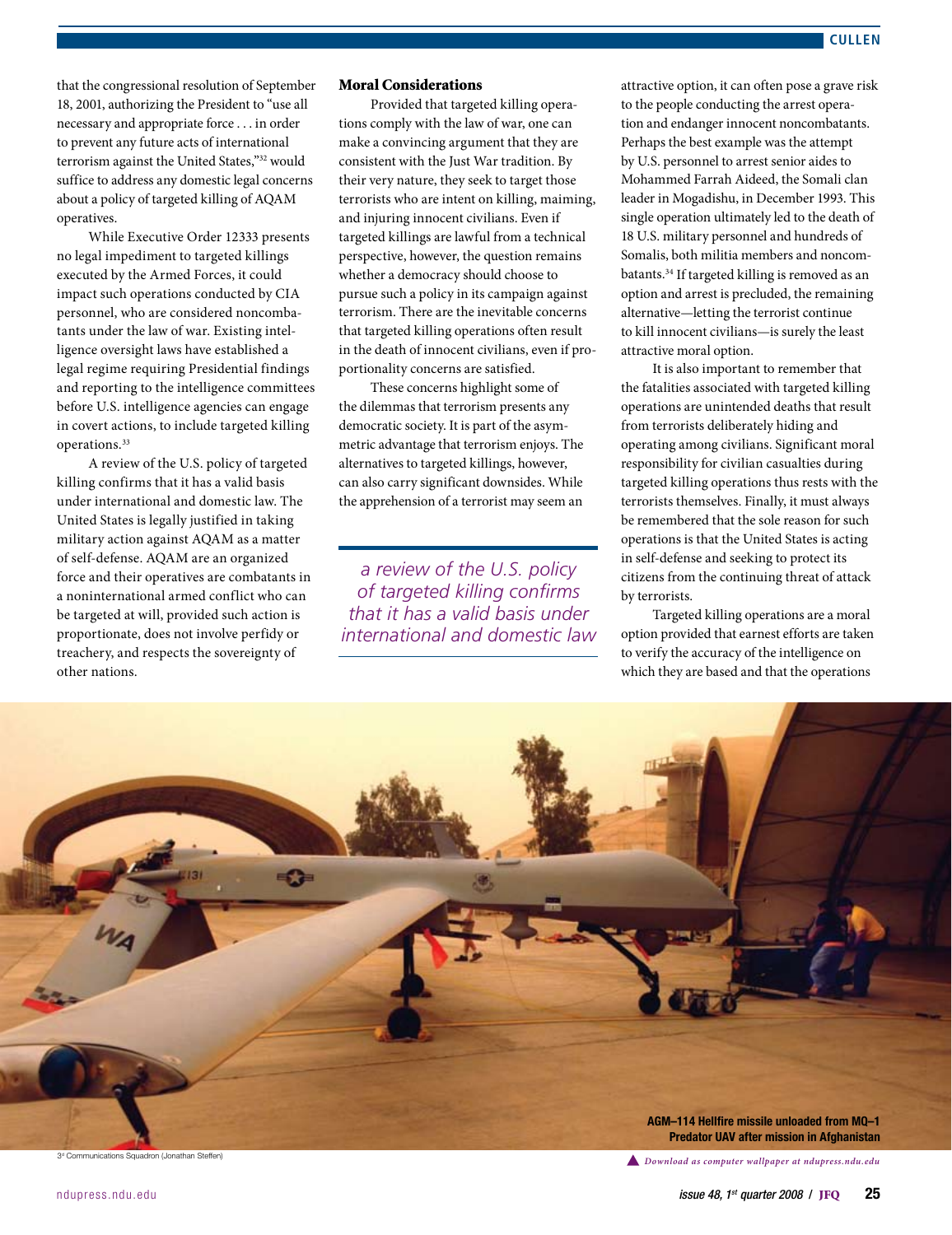that the congressional resolution of September 18, 2001, authorizing the President to "use all necessary and appropriate force . . . in order to prevent any future acts of international terrorism against the United States,"[32] would suffice to address any domestic legal concerns about a policy of targeted killing of AQAM operatives.

While Executive Order 12333 presents no legal impediment to targeted killings executed by the Armed Forces, it could impact such operations conducted by CIA personnel, who are considered noncombatants under the law of war. Existing intelligence oversight laws have established a legal regime requiring Presidential findings and reporting to the intelligence committees before U.S. intelligence agencies can engage in covert actions, to include targeted killing operations.[33]

A review of the U.S. policy of targeted killing confirms that it has a valid basis under international and domestic law. The United States is legally justified in taking military action against AQAM as a matter of self-defense. AQAM are an organized force and their operatives are combatants in a noninternational armed conflict who can be targeted at will, provided such action is proportionate, does not involve perfidy or treachery, and respects the sovereignty of other nations.

## Moral Considerations

Provided that targeted killing operations comply with the law of war, one can make a convincing argument that they are consistent with the Just War tradition. By their very nature, they seek to target those terrorists who are intent on killing, maiming, and injuring innocent civilians. Even if targeted killings are lawful from a technical perspective, however, the question remains whether a democracy should choose to pursue such a policy in its campaign against terrorism. There are the inevitable concerns that targeted killing operations often result in the death of innocent civilians, even if proportionality concerns are satisfied.

These concerns highlight some of the dilemmas that terrorism presents any democratic society. It is part of the asymmetric advantage that terrorism enjoys. The alternatives to targeted killings, however, can also carry significant downsides. While the apprehension of a terrorist may seem an attractive option, it can often pose a grave risk to the people conducting the arrest operation and endanger innocent noncombatants. Perhaps the best example was the attempt by U.S. personnel to arrest senior aides to Mohammed Farrah Aideed, the Somali clan leader in Mogadishu, in December 1993. This single operation ultimately led to the death of 18 U.S. military personnel and hundreds of Somalis, both militia members and noncombatants.[34] If targeted killing is removed as an option and arrest is precluded, the remaining alternative—letting the terrorist continue to kill innocent civilians—is surely the least attractive moral option.

> *a review of the U.S. policy of targeted killing confirms that it has a valid basis under international and domestic law*

It is also important to remember that the fatalities associated with targeted killing operations are unintended deaths that result from terrorists deliberately hiding and operating among civilians. Significant moral responsibility for civilian casualties during targeted killing operations thus rests with the terrorists themselves. Finally, it must always be remembered that the sole reason for such operations is that the United States is acting in self-defense and seeking to protect its citizens from the continuing threat of attack by terrorists.

Targeted killing operations are a moral option provided that earnest efforts are taken to verify the accuracy of the intelligence on which they are based and that the operations

**AGM–114 Hellfire missile unloaded from MQ–1 Predator UAV after mission in Afghanistan**

3d Communications Squadron (Jonathan Steffen)

*Download as computer wallpaper at ndupress.ndu.edu*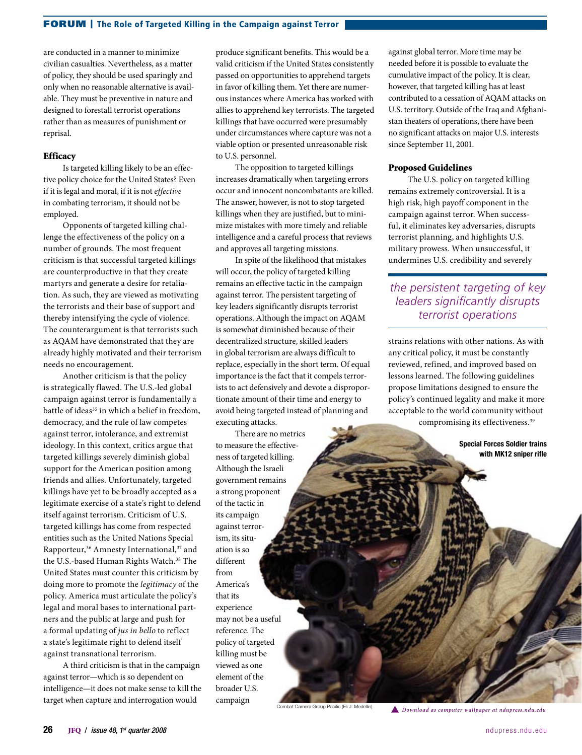are conducted in a manner to minimize civilian casualties. Nevertheless, as a matter of policy, they should be used sparingly and only when no reasonable alternative is available. They must be preventive in nature and designed to forestall terrorist operations rather than as measures of punishment or reprisal.

### Efficacy

Is targeted killing likely to be an effective policy choice for the United States? Even if it is legal and moral, if it is not *effective* in combating terrorism, it should not be employed.

Opponents of targeted killing challenge the effectiveness of the policy on a number of grounds. The most frequent criticism is that successful targeted killings are counterproductive in that they create martyrs and generate a desire for retaliation. As such, they are viewed as motivating the terrorists and their base of support and thereby intensifying the cycle of violence. The counterargument is that terrorists such as AQAM have demonstrated that they are already highly motivated and their terrorism needs no encouragement.

Another criticism is that the policy is strategically flawed. The U.S.-led global campaign against terror is fundamentally a battle of ideas[35] in which a belief in freedom, democracy, and the rule of law competes against terror, intolerance, and extremist ideology. In this context, critics argue that targeted killings severely diminish global support for the American position among friends and allies. Unfortunately, targeted killings have yet to be broadly accepted as a legitimate exercise of a state's right to defend itself against terrorism. Criticism of U.S. targeted killings has come from respected entities such as the United Nations Special Rapporteur,[36] Amnesty International,[37] and the U.S.-based Human Rights Watch.[38] The United States must counter this criticism by doing more to promote the *legitimacy* of the policy. America must articulate the policy's legal and moral bases to international partners and the public at large and push for a formal updating of *jus in bello* to reflect a state's legitimate right to defend itself against transnational terrorism.

A third criticism is that in the campaign against terror—which is so dependent on intelligence—it does not make sense to kill the target when capture and interrogation would produce significant benefits. This would be a valid criticism if the United States consistently passed on opportunities to apprehend targets in favor of killing them. Yet there are numerous instances where America has worked with allies to apprehend key terrorists. The targeted killings that have occurred were presumably under circumstances where capture was not a viable option or presented unreasonable risk to U.S. personnel.

The opposition to targeted killings increases dramatically when targeting errors occur and innocent noncombatants are killed. The answer, however, is not to stop targeted killings when they are justified, but to minimize mistakes with more timely and reliable intelligence and a careful process that reviews and approves all targeting missions.

In spite of the likelihood that mistakes will occur, the policy of targeted killing remains an effective tactic in the campaign against terror. The persistent targeting of key leaders significantly disrupts terrorist operations. Although the impact on AQAM is somewhat diminished because of their decentralized structure, skilled leaders in global terrorism are always difficult to replace, especially in the short term. Of equal importance is the fact that it compels terrorists to act defensively and devote a disproportionate amount of their time and energy to avoid being targeted instead of planning and executing attacks.

There are no metrics to measure the effectiveness of targeted killing. Although the Israeli government remains a strong proponent of the tactic in its campaign against terrorism, its situation is so different from America's that its experience may not be a useful reference. The policy of targeted killing must be viewed as one element of the broader U.S. campaign against global terror. More time may be needed before it is possible to evaluate the cumulative impact of the policy. It is clear, however, that targeted killing has at least contributed to a cessation of AQAM attacks on U.S. territory. Outside of the Iraq and Afghanistan theaters of operations, there have been no significant attacks on major U.S. interests since September 11, 2001.

### Proposed Guidelines

The U.S. policy on targeted killing remains extremely controversial. It is a high risk, high payoff component in the campaign against terror. When successful, it eliminates key adversaries, disrupts terrorist planning, and highlights U.S. military prowess. When unsuccessful, it undermines U.S. credibility and severely strains relations with other nations. As with any critical policy, it must be constantly reviewed, refined, and improved based on lessons learned. The following guidelines propose limitations designed to ensure the policy's continued legality and make it more acceptable to the world community without compromising its effectiveness.[39]

*the persistent targeting of key leaders significantly disrupts terrorist operations*

Special Forces Soldier trains with MK12 sniper rifle

Combat Camera Group Pacific (Eli J. Medellin)

*Download as computer wallpaper at ndupress.ndu.edu*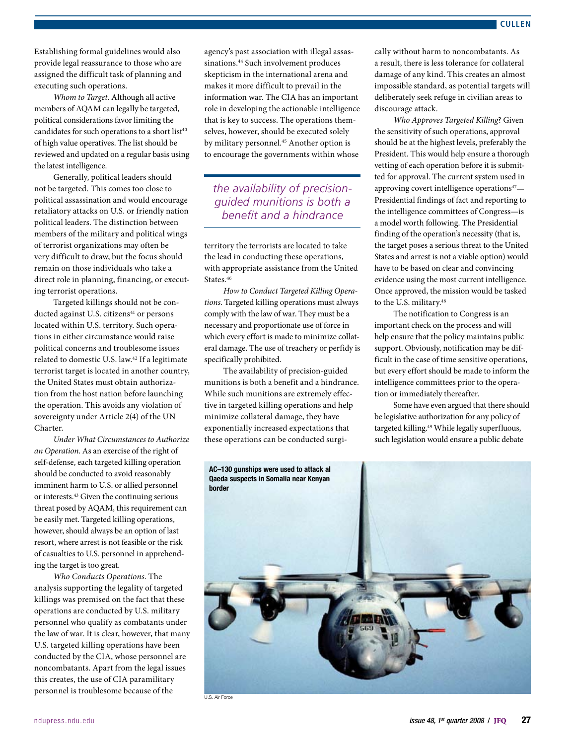Establishing formal guidelines would also provide legal reassurance to those who are assigned the difficult task of planning and executing such operations.

*Whom to Target.* Although all active members of AQAM can legally be targeted, political considerations favor limiting the candidates for such operations to a short list[40] of high value operatives. The list should be reviewed and updated on a regular basis using the latest intelligence.

Generally, political leaders should not be targeted. This comes too close to political assassination and would encourage retaliatory attacks on U.S. or friendly nation political leaders. The distinction between members of the military and political wings of terrorist organizations may often be very difficult to draw, but the focus should remain on those individuals who take a direct role in planning, financing, or executing terrorist operations.

Targeted killings should not be conducted against U.S. citizens[41] or persons located within U.S. territory. Such operations in either circumstance would raise political concerns and troublesome issues related to domestic U.S. law.[42] If a legitimate terrorist target is located in another country, the United States must obtain authorization from the host nation before launching the operation. This avoids any violation of sovereignty under Article 2(4) of the UN Charter.

*Under What Circumstances to Authorize an Operation.* As an exercise of the right of self-defense, each targeted killing operation should be conducted to avoid reasonably imminent harm to U.S. or allied personnel or interests.[43] Given the continuing serious threat posed by AQAM, this requirement can be easily met. Targeted killing operations, however, should always be an option of last resort, where arrest is not feasible or the risk of casualties to U.S. personnel in apprehending the target is too great.

*Who Conducts Operations.* The analysis supporting the legality of targeted killings was premised on the fact that these operations are conducted by U.S. military personnel who qualify as combatants under the law of war. It is clear, however, that many U.S. targeted killing operations have been conducted by the CIA, whose personnel are noncombatants. Apart from the legal issues this creates, the use of CIA paramilitary personnel is troublesome because of the agency's past association with illegal assassinations.[44] Such involvement produces skepticism in the international arena and makes it more difficult to prevail in the information war. The CIA has an important role in developing the actionable intelligence that is key to success. The operations themselves, however, should be executed solely by military personnel.[45] Another option is to encourage the governments within whose territory the terrorists are located to take the lead in conducting these operations, with appropriate assistance from the United States.[46]

> *the availability of precision-guided munitions is both a benefit and a hindrance*

*How to Conduct Targeted Killing Operations.* Targeted killing operations must always comply with the law of war. They must be a necessary and proportionate use of force in which every effort is made to minimize collateral damage. The use of treachery or perfidy is specifically prohibited.

The availability of precision-guided munitions is both a benefit and a hindrance. While such munitions are extremely effective in targeted killing operations and help minimize collateral damage, they have exponentially increased expectations that these operations can be conducted surgically without harm to noncombatants. As a result, there is less tolerance for collateral damage of any kind. This creates an almost impossible standard, as potential targets will deliberately seek refuge in civilian areas to discourage attack.

*Who Approves Targeted Killing?* Given the sensitivity of such operations, approval should be at the highest levels, preferably the President. This would help ensure a thorough vetting of each operation before it is submitted for approval. The current system used in approving covert intelligence operations[47]—Presidential findings of fact and reporting to the intelligence committees of Congress—is a model worth following. The Presidential finding of the operation's necessity (that is, the target poses a serious threat to the United States and arrest is not a viable option) would have to be based on clear and convincing evidence using the most current intelligence. Once approved, the mission would be tasked to the U.S. military.[48]

The notification to Congress is an important check on the process and will help ensure that the policy maintains public support. Obviously, notification may be difficult in the case of time sensitive operations, but every effort should be made to inform the intelligence committees prior to the operation or immediately thereafter.

Some have even argued that there should be legislative authorization for any policy of targeted killing.[49] While legally superfluous, such legislation would ensure a public debate

**AC–130 gunships were used to attack al Qaeda suspects in Somalia near Kenyan border**

U.S. Air Force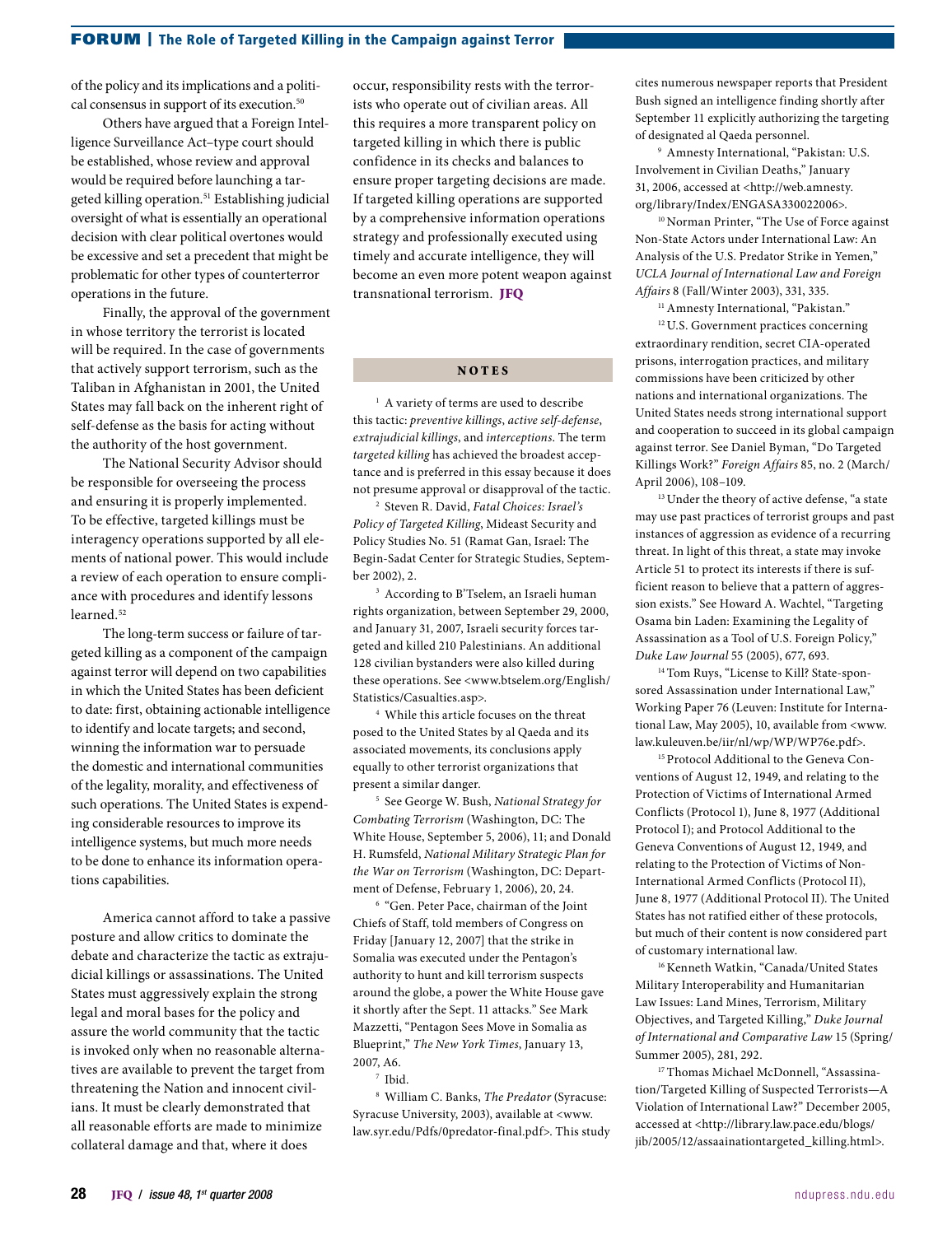of the policy and its implications and a political consensus in support of its execution.[50]

Others have argued that a Foreign Intelligence Surveillance Act–type court should be established, whose review and approval would be required before launching a targeted killing operation.[51] Establishing judicial oversight of what is essentially an operational decision with clear political overtones would be excessive and set a precedent that might be problematic for other types of counterterror operations in the future.

Finally, the approval of the government in whose territory the terrorist is located will be required. In the case of governments that actively support terrorism, such as the Taliban in Afghanistan in 2001, the United States may fall back on the inherent right of self-defense as the basis for acting without the authority of the host government.

The National Security Advisor should be responsible for overseeing the process and ensuring it is properly implemented. To be effective, targeted killings must be interagency operations supported by all elements of national power. This would include a review of each operation to ensure compliance with procedures and identify lessons learned.[52]

The long-term success or failure of targeted killing as a component of the campaign against terror will depend on two capabilities in which the United States has been deficient to date: first, obtaining actionable intelligence to identify and locate targets; and second, winning the information war to persuade the domestic and international communities of the legality, morality, and effectiveness of such operations. The United States is expending considerable resources to improve its intelligence systems, but much more needs to be done to enhance its information operations capabilities.

America cannot afford to take a passive posture and allow critics to dominate the debate and characterize the tactic as extrajudicial killings or assassinations. The United States must aggressively explain the strong legal and moral bases for the policy and assure the world community that the tactic is invoked only when no reasonable alternatives are available to prevent the target from threatening the Nation and innocent civilians. It must be clearly demonstrated that all reasonable efforts are made to minimize collateral damage and that, where it does occur, responsibility rests with the terrorists who operate out of civilian areas. All this requires a more transparent policy on targeted killing in which there is public confidence in its checks and balances to ensure proper targeting decisions are made. If targeted killing operations are supported by a comprehensive information operations strategy and professionally executed using timely and accurate intelligence, they will become an even more potent weapon against transnational terrorism. **JFQ**

## NOTES

[1] A variety of terms are used to describe this tactic: *preventive killings*, *active self-defense*, *extrajudicial killings*, and *interceptions*. The term *targeted killing* has achieved the broadest acceptance and is preferred in this essay because it does not presume approval or disapproval of the tactic.

[2] Steven R. David, *Fatal Choices: Israel's Policy of Targeted Killing*, Mideast Security and Policy Studies No. 51 (Ramat Gan, Israel: The Begin-Sadat Center for Strategic Studies, September 2002), 2.

[3] According to B'Tselem, an Israeli human rights organization, between September 29, 2000, and January 31, 2007, Israeli security forces targeted and killed 210 Palestinians. An additional 128 civilian bystanders were also killed during these operations. See <www.btselem.org/English/Statistics/Casualties.asp>.

[4] While this article focuses on the threat posed to the United States by al Qaeda and its associated movements, its conclusions apply equally to other terrorist organizations that present a similar danger.

[5] See George W. Bush, *National Strategy for Combating Terrorism* (Washington, DC: The White House, September 5, 2006), 11; and Donald H. Rumsfeld, *National Military Strategic Plan for the War on Terrorism* (Washington, DC: Department of Defense, February 1, 2006), 20, 24.

[6] "Gen. Peter Pace, chairman of the Joint Chiefs of Staff, told members of Congress on Friday [January 12, 2007] that the strike in Somalia was executed under the Pentagon's authority to hunt and kill terrorism suspects around the globe, a power the White House gave it shortly after the Sept. 11 attacks." See Mark Mazzetti, "Pentagon Sees Move in Somalia as Blueprint," *The New York Times*, January 13, 2007, A6.

[7] Ibid.

[8] William C. Banks, *The Predator* (Syracuse: Syracuse University, 2003), available at <www.law.syr.edu/Pdfs/0predator-final.pdf>. This study cites numerous newspaper reports that President Bush signed an intelligence finding shortly after September 11 explicitly authorizing the targeting of designated al Qaeda personnel.

[9] Amnesty International, "Pakistan: U.S. Involvement in Civilian Deaths," January 31, 2006, accessed at <http://web.amnesty.org/library/Index/ENGASA330022006>.

[10] Norman Printer, "The Use of Force against Non-State Actors under International Law: An Analysis of the U.S. Predator Strike in Yemen," *UCLA Journal of International Law and Foreign Affairs* 8 (Fall/Winter 2003), 331, 335.

[11] Amnesty International, "Pakistan."

[12] U.S. Government practices concerning extraordinary rendition, secret CIA-operated prisons, interrogation practices, and military commissions have been criticized by other nations and international organizations. The United States needs strong international support and cooperation to succeed in its global campaign against terror. See Daniel Byman, "Do Targeted Killings Work?" *Foreign Affairs* 85, no. 2 (March/April 2006), 108–109.

[13] Under the theory of active defense, "a state may use past practices of terrorist groups and past instances of aggression as evidence of a recurring threat. In light of this threat, a state may invoke Article 51 to protect its interests if there is sufficient reason to believe that a pattern of aggression will continue." See Howard A. Wachtel, "Targeting Osama bin Laden: Examining the Legality of Assassination as a Tool of U.S. Foreign Policy," *Duke Law Journal* 55 (2005), 677, 693.

[14] Tom Ruys, "License to Kill? State-sponsored Assassination under International Law," Working Paper 76 (Leuven: Institute for International Law, May 2005), 10, available from <www.law.kuleuven.be/iir/nl/wp/WP/WP76e.pdf>.

[15] Protocol Additional to the Geneva Conventions of August 12, 1949, and relating to the Protection of Victims of International Armed Conflicts (Protocol 1), June 8, 1977 (Additional Protocol I); and Protocol Additional to the Geneva Conventions of August 12, 1949, and relating to the Protection of Victims of Non-International Armed Conflicts (Protocol II), June 8, 1977 (Additional Protocol II). The United States has not ratified either of these protocols, but much of their content is now considered part of customary international law.

[16] Kenneth Watkin, "Canada/United States Military Interoperability and Humanitarian Law Issues: Land Mines, Terrorism, Military Objectives, and Targeted Killing," *Duke Journal of International and Comparative Law* 15 (Spring/Summer 2005), 281, 292.

[17] Thomas Michael McDonnell, "Assassination/Targeted Killing of Suspected Terrorists—A Violation of International Law?" December 2005, accessed at <http://library.law.pace.edu/blogs/jib/2005/12/assaainationtargeted_killing.html>.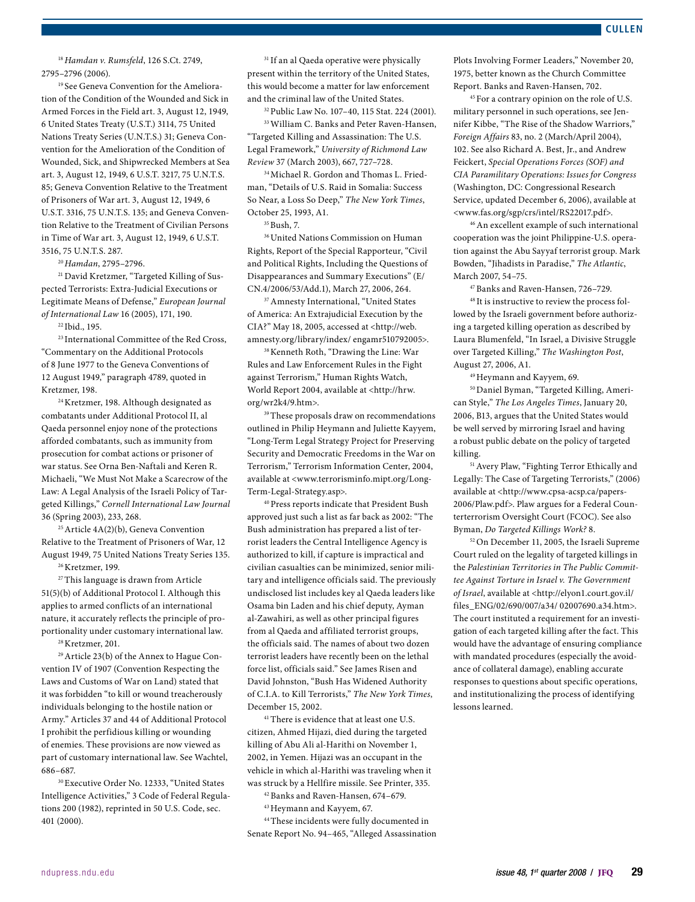[18] *Hamdan v. Rumsfeld*, 126 S.Ct. 2749, 2795–2796 (2006).

[19] See Geneva Convention for the Amelioration of the Condition of the Wounded and Sick in Armed Forces in the Field art. 3, August 12, 1949, 6 United States Treaty (U.S.T.) 3114, 75 United Nations Treaty Series (U.N.T.S.) 31; Geneva Convention for the Amelioration of the Condition of Wounded, Sick, and Shipwrecked Members at Sea art. 3, August 12, 1949, 6 U.S.T. 3217, 75 U.N.T.S. 85; Geneva Convention Relative to the Treatment of Prisoners of War art. 3, August 12, 1949, 6 U.S.T. 3316, 75 U.N.T.S. 135; and Geneva Convention Relative to the Treatment of Civilian Persons in Time of War art. 3, August 12, 1949, 6 U.S.T. 3516, 75 U.N.T.S. 287.

[20] *Hamdan*, 2795–2796.

[21] David Kretzmer, "Targeted Killing of Suspected Terrorists: Extra-Judicial Executions or Legitimate Means of Defense," *European Journal of International Law* 16 (2005), 171, 190.

[22] Ibid., 195.

[23] International Committee of the Red Cross, "Commentary on the Additional Protocols of 8 June 1977 to the Geneva Conventions of 12 August 1949," paragraph 4789, quoted in Kretzmer, 198.

[24] Kretzmer, 198. Although designated as combatants under Additional Protocol II, al Qaeda personnel enjoy none of the protections afforded combatants, such as immunity from prosecution for combat actions or prisoner of war status. See Orna Ben-Naftali and Keren R. Michaeli, "We Must Not Make a Scarecrow of the Law: A Legal Analysis of the Israeli Policy of Targeted Killings," *Cornell International Law Journal* 36 (Spring 2003), 233, 268.

[25] Article 4A(2)(b), Geneva Convention Relative to the Treatment of Prisoners of War, 12 August 1949, 75 United Nations Treaty Series 135.

[26] Kretzmer, 199.

[27] This language is drawn from Article 51(5)(b) of Additional Protocol I. Although this applies to armed conflicts of an international nature, it accurately reflects the principle of proportionality under customary international law.

[28] Kretzmer, 201.

[29] Article 23(b) of the Annex to Hague Convention IV of 1907 (Convention Respecting the Laws and Customs of War on Land) stated that it was forbidden "to kill or wound treacherously individuals belonging to the hostile nation or Army." Articles 37 and 44 of Additional Protocol I prohibit the perfidious killing or wounding of enemies. These provisions are now viewed as part of customary international law. See Wachtel, 686–687.

[30] Executive Order No. 12333, "United States Intelligence Activities," 3 Code of Federal Regulations 200 (1982), reprinted in 50 U.S. Code, sec. 401 (2000).

[31] If an al Qaeda operative were physically present within the territory of the United States, this would become a matter for law enforcement and the criminal law of the United States.

[32] Public Law No. 107–40, 115 Stat. 224 (2001).

[33] William C. Banks and Peter Raven-Hansen, "Targeted Killing and Assassination: The U.S. Legal Framework," *University of Richmond Law Review* 37 (March 2003), 667, 727–728.

[34] Michael R. Gordon and Thomas L. Friedman, "Details of U.S. Raid in Somalia: Success So Near, a Loss So Deep," *The New York Times*, October 25, 1993, A1.

[35] Bush, 7.

[36] United Nations Commission on Human Rights, Report of the Special Rapporteur, "Civil and Political Rights, Including the Questions of Disappearances and Summary Executions" (E/CN.4/2006/53/Add.1), March 27, 2006, 264.

[37] Amnesty International, "United States of America: An Extrajudicial Execution by the CIA?" May 18, 2005, accessed at <http://web.amnesty.org/library/index/ engamr510792005>.

[38] Kenneth Roth, "Drawing the Line: War Rules and Law Enforcement Rules in the Fight against Terrorism," Human Rights Watch, World Report 2004, available at <http://hrw.org/wr2k4/9.htm>.

[39] These proposals draw on recommendations outlined in Philip Heymann and Juliette Kayyem, "Long-Term Legal Strategy Project for Preserving Security and Democratic Freedoms in the War on Terrorism," Terrorism Information Center, 2004, available at <www.terrorisminfo.mipt.org/Long-Term-Legal-Strategy.asp>.

[40] Press reports indicate that President Bush approved just such a list as far back as 2002: "The Bush administration has prepared a list of terrorist leaders the Central Intelligence Agency is authorized to kill, if capture is impractical and civilian casualties can be minimized, senior military and intelligence officials said. The previously undisclosed list includes key al Qaeda leaders like Osama bin Laden and his chief deputy, Ayman al-Zawahiri, as well as other principal figures from al Qaeda and affiliated terrorist groups, the officials said. The names of about two dozen terrorist leaders have recently been on the lethal force list, officials said." See James Risen and David Johnston, "Bush Has Widened Authority of C.I.A. to Kill Terrorists," *The New York Times*, December 15, 2002.

[41] There is evidence that at least one U.S. citizen, Ahmed Hijazi, died during the targeted killing of Abu Ali al-Harithi on November 1, 2002, in Yemen. Hijazi was an occupant in the vehicle in which al-Harithi was traveling when it was struck by a Hellfire missile. See Printer, 335.

[42] Banks and Raven-Hansen, 674–679.

[43] Heymann and Kayyem, 67.

[44] These incidents were fully documented in Senate Report No. 94–465, "Alleged Assassination Plots Involving Former Leaders," November 20, 1975, better known as the Church Committee Report. Banks and Raven-Hansen, 702.

[45] For a contrary opinion on the role of U.S. military personnel in such operations, see Jennifer Kibbe, "The Rise of the Shadow Warriors," *Foreign Affairs* 83, no. 2 (March/April 2004), 102. See also Richard A. Best, Jr., and Andrew Feickert, *Special Operations Forces (SOF) and CIA Paramilitary Operations: Issues for Congress* (Washington, DC: Congressional Research Service, updated December 6, 2006), available at <www.fas.org/sgp/crs/intel/RS22017.pdf>.

[46] An excellent example of such international cooperation was the joint Philippine-U.S. operation against the Abu Sayyaf terrorist group. Mark Bowden, "Jihadists in Paradise," *The Atlantic*, March 2007, 54–75.

[47] Banks and Raven-Hansen, 726–729.

[48] It is instructive to review the process followed by the Israeli government before authorizing a targeted killing operation as described by Laura Blumenfeld, "In Israel, a Divisive Struggle over Targeted Killing," *The Washington Post*, August 27, 2006, A1.

[49] Heymann and Kayyem, 69.

[50] Daniel Byman, "Targeted Killing, American Style," *The Los Angeles Times*, January 20, 2006, B13, argues that the United States would be well served by mirroring Israel and having a robust public debate on the policy of targeted killing.

[51] Avery Plaw, "Fighting Terror Ethically and Legally: The Case of Targeting Terrorists," (2006) available at <http://www.cpsa-acsp.ca/papers-2006/Plaw.pdf>. Plaw argues for a Federal Counterterrorism Oversight Court (FCOC). See also Byman, *Do Targeted Killings Work?* 8.

[52] On December 11, 2005, the Israeli Supreme Court ruled on the legality of targeted killings in the *Palestinian Territories in The Public Committee Against Torture in Israel v. The Government of Israel*, available at <http://elyon1.court.gov.il/files_ENG/02/690/007/a34/ 02007690.a34.htm>. The court instituted a requirement for an investigation of each targeted killing after the fact. This would have the advantage of ensuring compliance with mandated procedures (especially the avoidance of collateral damage), enabling accurate responses to questions about specific operations, and institutionalizing the process of identifying lessons learned.